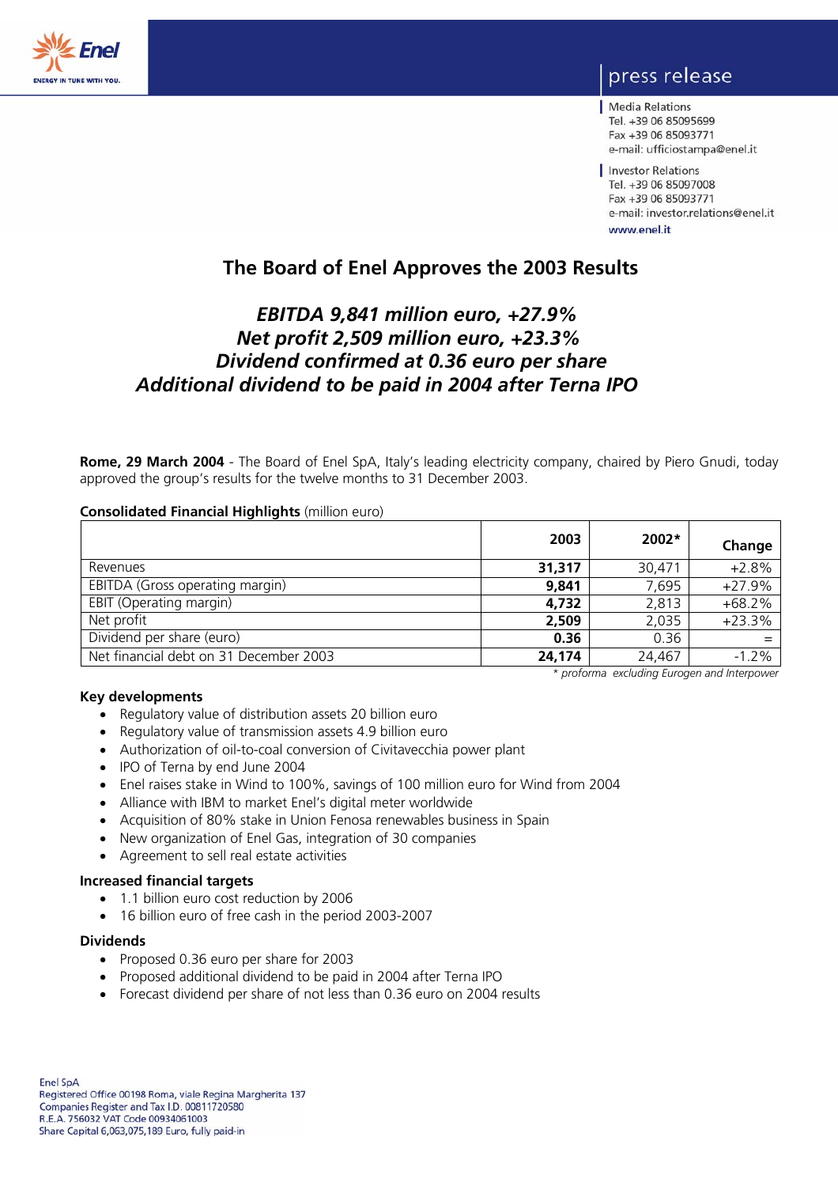press release

Media Relations
Tel. +39 06 85095699
Fax +39 06 85093771
e-mail: ufficiostampa@enel.it

Investor Relations
Tel. +39 06 85097008
Fax +39 06 85093771
e-mail: investor.relations@enel.it

www.enel.it

# The Board of Enel Approves the 2003 Results

## *EBITDA 9,841 million euro, +27.9%*
## *Net profit 2,509 million euro, +23.3%*
## *Dividend confirmed at 0.36 euro per share*
## *Additional dividend to be paid in 2004 after Terna IPO*

**Rome, 29 March 2004** - The Board of Enel SpA, Italy's leading electricity company, chaired by Piero Gnudi, today approved the group's results for the twelve months to 31 December 2003.

**Consolidated Financial Highlights** (million euro)

| | 2003 | 2002* | Change |
|---|---|---|---|
| Revenues | **31,317** | 30,471 | +2.8% |
| EBITDA (Gross operating margin) | **9,841** | 7,695 | +27.9% |
| EBIT (Operating margin) | **4,732** | 2,813 | +68.2% |
| Net profit | **2,509** | 2,035 | +23.3% |
| Dividend per share (euro) | **0.36** | 0.36 | = |
| Net financial debt on 31 December 2003 | **24,174** | 24,467 | -1.2% |

*\* proforma excluding Eurogen and Interpower*

### Key developments

- Regulatory value of distribution assets 20 billion euro
- Regulatory value of transmission assets 4.9 billion euro
- Authorization of oil-to-coal conversion of Civitavecchia power plant
- IPO of Terna by end June 2004
- Enel raises stake in Wind to 100%, savings of 100 million euro for Wind from 2004
- Alliance with IBM to market Enel's digital meter worldwide
- Acquisition of 80% stake in Union Fenosa renewables business in Spain
- New organization of Enel Gas, integration of 30 companies
- Agreement to sell real estate activities

### Increased financial targets

- 1.1 billion euro cost reduction by 2006
- 16 billion euro of free cash in the period 2003-2007

### Dividends

- Proposed 0.36 euro per share for 2003
- Proposed additional dividend to be paid in 2004 after Terna IPO
- Forecast dividend per share of not less than 0.36 euro on 2004 results

Enel SpA
Registered Office 00198 Roma, viale Regina Margherita 137
Companies Register and Tax I.D. 00811720580
R.E.A. 756032 VAT Code 00934061003
Share Capital 6,063,075,189 Euro, fully paid-in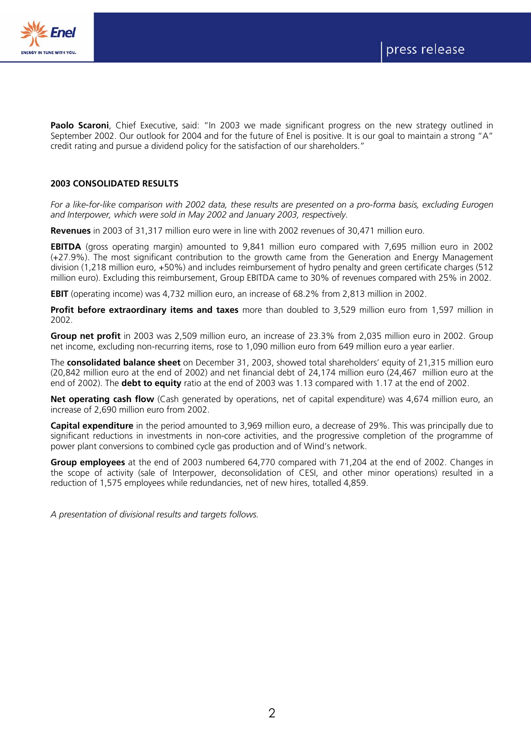**Paolo Scaroni**, Chief Executive, said: "In 2003 we made significant progress on the new strategy outlined in September 2002. Our outlook for 2004 and for the future of Enel is positive. It is our goal to maintain a strong "A" credit rating and pursue a dividend policy for the satisfaction of our shareholders."

## 2003 CONSOLIDATED RESULTS

*For a like-for-like comparison with 2002 data, these results are presented on a pro-forma basis, excluding Eurogen and Interpower, which were sold in May 2002 and January 2003, respectively.*

**Revenues** in 2003 of 31,317 million euro were in line with 2002 revenues of 30,471 million euro.

**EBITDA** (gross operating margin) amounted to 9,841 million euro compared with 7,695 million euro in 2002 (+27.9%). The most significant contribution to the growth came from the Generation and Energy Management division (1,218 million euro, +50%) and includes reimbursement of hydro penalty and green certificate charges (512 million euro). Excluding this reimbursement, Group EBITDA came to 30% of revenues compared with 25% in 2002.

**EBIT** (operating income) was 4,732 million euro, an increase of 68.2% from 2,813 million in 2002.

**Profit before extraordinary items and taxes** more than doubled to 3,529 million euro from 1,597 million in 2002.

**Group net profit** in 2003 was 2,509 million euro, an increase of 23.3% from 2,035 million euro in 2002. Group net income, excluding non-recurring items, rose to 1,090 million euro from 649 million euro a year earlier.

The **consolidated balance sheet** on December 31, 2003, showed total shareholders' equity of 21,315 million euro (20,842 million euro at the end of 2002) and net financial debt of 24,174 million euro (24,467 million euro at the end of 2002). The **debt to equity** ratio at the end of 2003 was 1.13 compared with 1.17 at the end of 2002.

**Net operating cash flow** (Cash generated by operations, net of capital expenditure) was 4,674 million euro, an increase of 2,690 million euro from 2002.

**Capital expenditure** in the period amounted to 3,969 million euro, a decrease of 29%. This was principally due to significant reductions in investments in non-core activities, and the progressive completion of the programme of power plant conversions to combined cycle gas production and of Wind's network.

**Group employees** at the end of 2003 numbered 64,770 compared with 71,204 at the end of 2002. Changes in the scope of activity (sale of Interpower, deconsolidation of CESI, and other minor operations) resulted in a reduction of 1,575 employees while redundancies, net of new hires, totalled 4,859.

*A presentation of divisional results and targets follows.*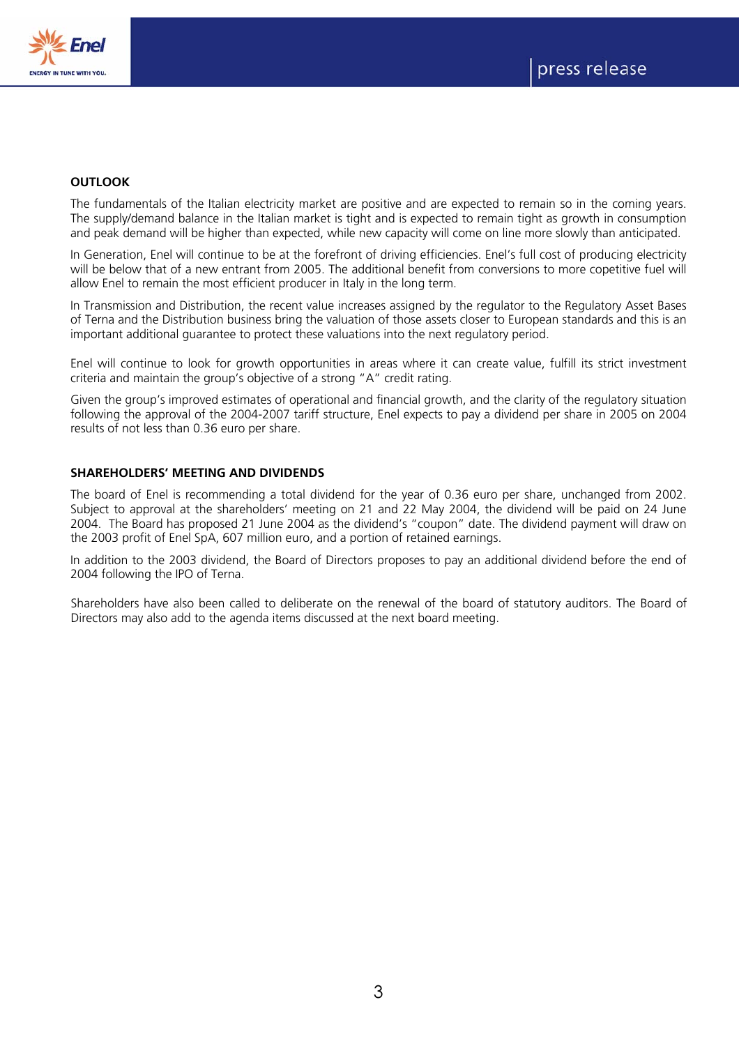**OUTLOOK**

The fundamentals of the Italian electricity market are positive and are expected to remain so in the coming years. The supply/demand balance in the Italian market is tight and is expected to remain tight as growth in consumption and peak demand will be higher than expected, while new capacity will come on line more slowly than anticipated.

In Generation, Enel will continue to be at the forefront of driving efficiencies. Enel's full cost of producing electricity will be below that of a new entrant from 2005. The additional benefit from conversions to more copetitive fuel will allow Enel to remain the most efficient producer in Italy in the long term.

In Transmission and Distribution, the recent value increases assigned by the regulator to the Regulatory Asset Bases of Terna and the Distribution business bring the valuation of those assets closer to European standards and this is an important additional guarantee to protect these valuations into the next regulatory period.

Enel will continue to look for growth opportunities in areas where it can create value, fulfill its strict investment criteria and maintain the group's objective of a strong "A" credit rating.

Given the group's improved estimates of operational and financial growth, and the clarity of the regulatory situation following the approval of the 2004-2007 tariff structure, Enel expects to pay a dividend per share in 2005 on 2004 results of not less than 0.36 euro per share.

**SHAREHOLDERS' MEETING AND DIVIDENDS**

The board of Enel is recommending a total dividend for the year of 0.36 euro per share, unchanged from 2002. Subject to approval at the shareholders' meeting on 21 and 22 May 2004, the dividend will be paid on 24 June 2004. The Board has proposed 21 June 2004 as the dividend's "coupon" date. The dividend payment will draw on the 2003 profit of Enel SpA, 607 million euro, and a portion of retained earnings.

In addition to the 2003 dividend, the Board of Directors proposes to pay an additional dividend before the end of 2004 following the IPO of Terna.

Shareholders have also been called to deliberate on the renewal of the board of statutory auditors. The Board of Directors may also add to the agenda items discussed at the next board meeting.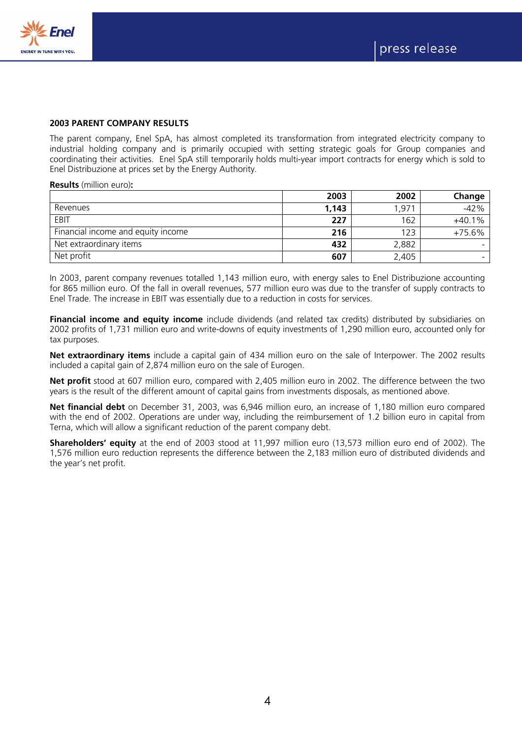## 2003 PARENT COMPANY RESULTS

The parent company, Enel SpA, has almost completed its transformation from integrated electricity company to industrial holding company and is primarily occupied with setting strategic goals for Group companies and coordinating their activities. Enel SpA still temporarily holds multi-year import contracts for energy which is sold to Enel Distribuzione at prices set by the Energy Authority.

**Results** (million euro)**:**

| | **2003** | **2002** | **Change** |
|---|---|---|---|
| Revenues | **1,143** | 1,971 | -42% |
| EBIT | **227** | 162 | +40.1% |
| Financial income and equity income | **216** | 123 | +75.6% |
| Net extraordinary items | **432** | 2,882 | - |
| Net profit | **607** | 2,405 | - |

In 2003, parent company revenues totalled 1,143 million euro, with energy sales to Enel Distribuzione accounting for 865 million euro. Of the fall in overall revenues, 577 million euro was due to the transfer of supply contracts to Enel Trade. The increase in EBIT was essentially due to a reduction in costs for services.

**Financial income and equity income** include dividends (and related tax credits) distributed by subsidiaries on 2002 profits of 1,731 million euro and write-downs of equity investments of 1,290 million euro, accounted only for tax purposes.

**Net extraordinary items** include a capital gain of 434 million euro on the sale of Interpower. The 2002 results included a capital gain of 2,874 million euro on the sale of Eurogen.

**Net profit** stood at 607 million euro, compared with 2,405 million euro in 2002. The difference between the two years is the result of the different amount of capital gains from investments disposals, as mentioned above.

**Net financial debt** on December 31, 2003, was 6,946 million euro, an increase of 1,180 million euro compared with the end of 2002. Operations are under way, including the reimbursement of 1.2 billion euro in capital from Terna, which will allow a significant reduction of the parent company debt.

**Shareholders' equity** at the end of 2003 stood at 11,997 million euro (13,573 million euro end of 2002). The 1,576 million euro reduction represents the difference between the 2,183 million euro of distributed dividends and the year's net profit.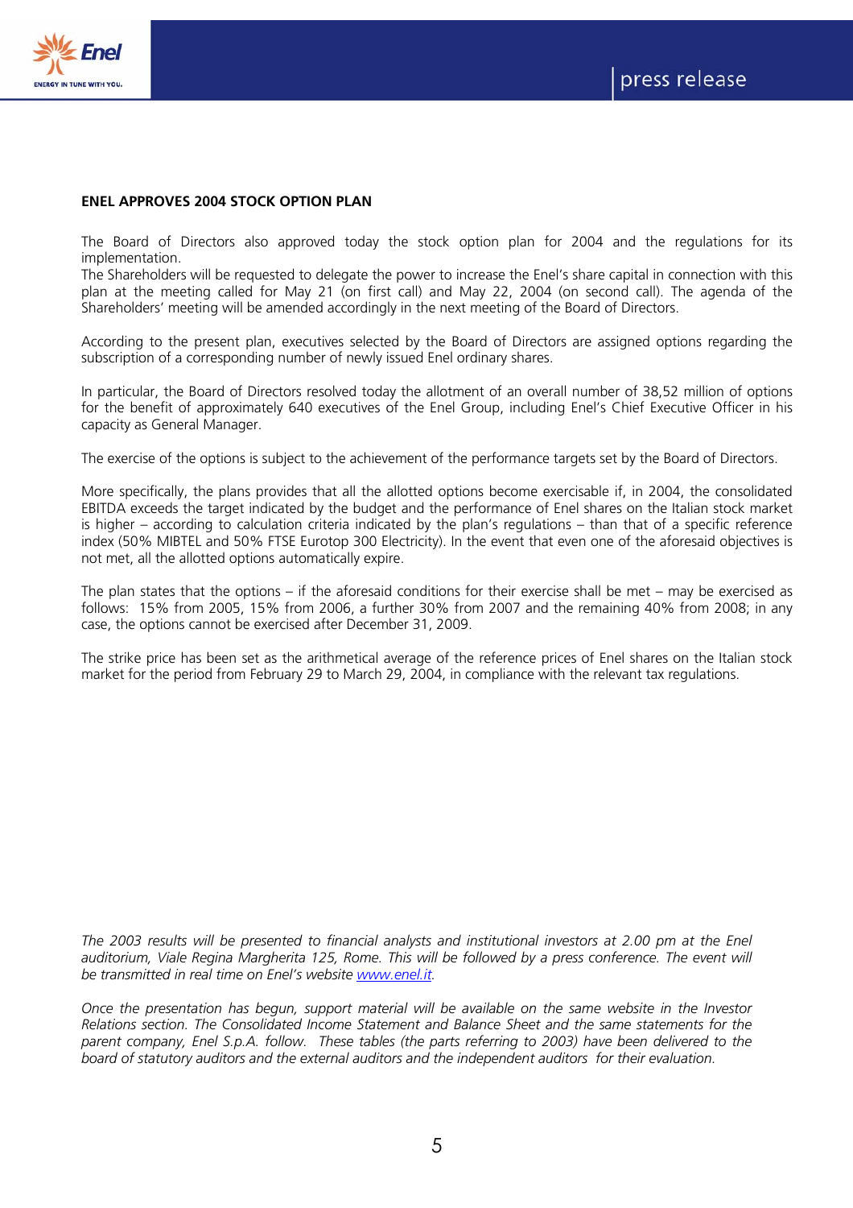**ENEL APPROVES 2004 STOCK OPTION PLAN**

The Board of Directors also approved today the stock option plan for 2004 and the regulations for its implementation.
The Shareholders will be requested to delegate the power to increase the Enel's share capital in connection with this plan at the meeting called for May 21 (on first call) and May 22, 2004 (on second call). The agenda of the Shareholders' meeting will be amended accordingly in the next meeting of the Board of Directors.

According to the present plan, executives selected by the Board of Directors are assigned options regarding the subscription of a corresponding number of newly issued Enel ordinary shares.

In particular, the Board of Directors resolved today the allotment of an overall number of 38,52 million of options for the benefit of approximately 640 executives of the Enel Group, including Enel's Chief Executive Officer in his capacity as General Manager.

The exercise of the options is subject to the achievement of the performance targets set by the Board of Directors.

More specifically, the plans provides that all the allotted options become exercisable if, in 2004, the consolidated EBITDA exceeds the target indicated by the budget and the performance of Enel shares on the Italian stock market is higher – according to calculation criteria indicated by the plan's regulations – than that of a specific reference index (50% MIBTEL and 50% FTSE Eurotop 300 Electricity). In the event that even one of the aforesaid objectives is not met, all the allotted options automatically expire.

The plan states that the options – if the aforesaid conditions for their exercise shall be met – may be exercised as follows: 15% from 2005, 15% from 2006, a further 30% from 2007 and the remaining 40% from 2008; in any case, the options cannot be exercised after December 31, 2009.

The strike price has been set as the arithmetical average of the reference prices of Enel shares on the Italian stock market for the period from February 29 to March 29, 2004, in compliance with the relevant tax regulations.

*The 2003 results will be presented to financial analysts and institutional investors at 2.00 pm at the Enel auditorium, Viale Regina Margherita 125, Rome. This will be followed by a press conference. The event will be transmitted in real time on Enel's website www.enel.it.*

*Once the presentation has begun, support material will be available on the same website in the Investor Relations section. The Consolidated Income Statement and Balance Sheet and the same statements for the parent company, Enel S.p.A. follow. These tables (the parts referring to 2003) have been delivered to the board of statutory auditors and the external auditors and the independent auditors for their evaluation.*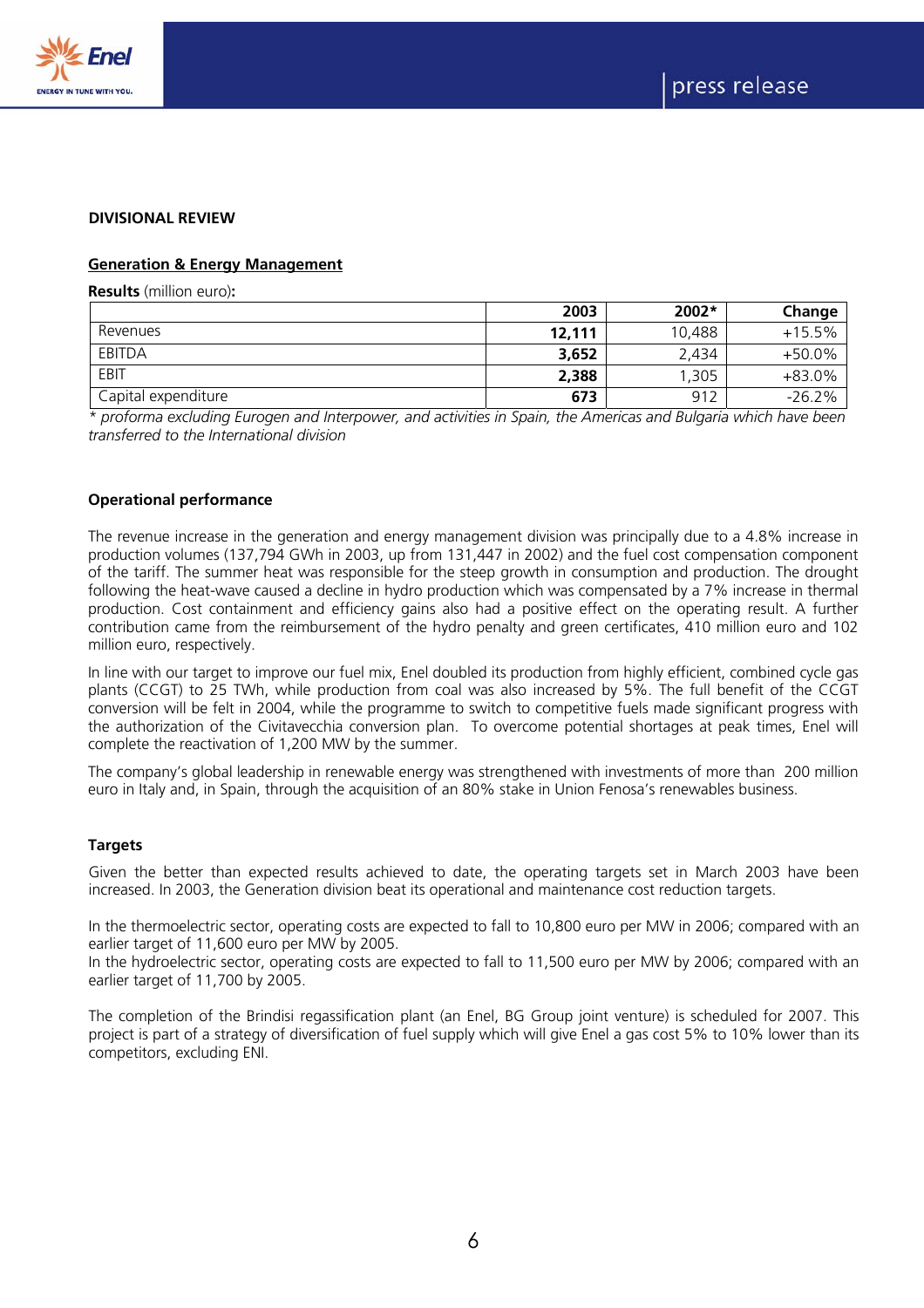## DIVISIONAL REVIEW

### Generation & Energy Management

**Results** (million euro)**:**

| | 2003 | 2002* | Change |
|---|---|---|---|
| Revenues | **12,111** | 10,488 | +15.5% |
| EBITDA | **3,652** | 2,434 | +50.0% |
| EBIT | **2,388** | 1,305 | +83.0% |
| Capital expenditure | **673** | 912 | -26.2% |

*\* proforma excluding Eurogen and Interpower, and activities in Spain, the Americas and Bulgaria which have been transferred to the International division*

#### Operational performance

The revenue increase in the generation and energy management division was principally due to a 4.8% increase in production volumes (137,794 GWh in 2003, up from 131,447 in 2002) and the fuel cost compensation component of the tariff. The summer heat was responsible for the steep growth in consumption and production. The drought following the heat-wave caused a decline in hydro production which was compensated by a 7% increase in thermal production. Cost containment and efficiency gains also had a positive effect on the operating result. A further contribution came from the reimbursement of the hydro penalty and green certificates, 410 million euro and 102 million euro, respectively.

In line with our target to improve our fuel mix, Enel doubled its production from highly efficient, combined cycle gas plants (CCGT) to 25 TWh, while production from coal was also increased by 5%. The full benefit of the CCGT conversion will be felt in 2004, while the programme to switch to competitive fuels made significant progress with the authorization of the Civitavecchia conversion plan. To overcome potential shortages at peak times, Enel will complete the reactivation of 1,200 MW by the summer.

The company's global leadership in renewable energy was strengthened with investments of more than 200 million euro in Italy and, in Spain, through the acquisition of an 80% stake in Union Fenosa's renewables business.

#### Targets

Given the better than expected results achieved to date, the operating targets set in March 2003 have been increased. In 2003, the Generation division beat its operational and maintenance cost reduction targets.

In the thermoelectric sector, operating costs are expected to fall to 10,800 euro per MW in 2006; compared with an earlier target of 11,600 euro per MW by 2005.
In the hydroelectric sector, operating costs are expected to fall to 11,500 euro per MW by 2006; compared with an earlier target of 11,700 by 2005.

The completion of the Brindisi regassification plant (an Enel, BG Group joint venture) is scheduled for 2007. This project is part of a strategy of diversification of fuel supply which will give Enel a gas cost 5% to 10% lower than its competitors, excluding ENI.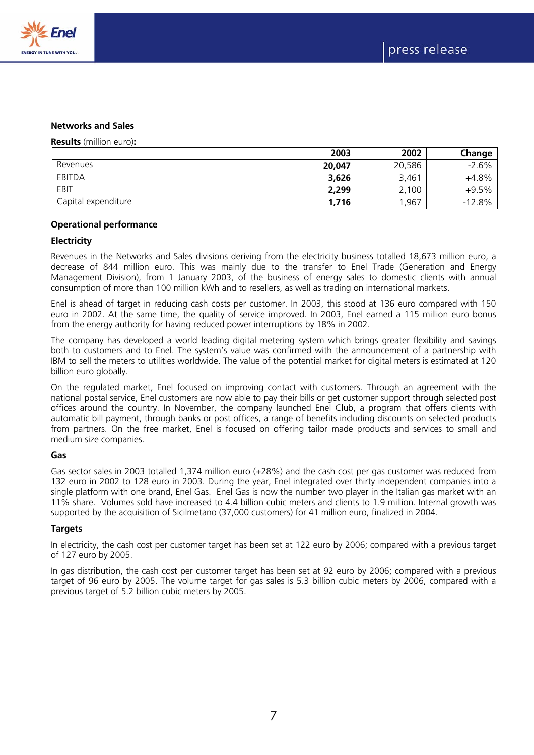## Networks and Sales

**Results** (million euro)**:**

| | 2003 | 2002 | Change |
|---|---|---|---|
| Revenues | **20,047** | 20,586 | -2.6% |
| EBITDA | **3,626** | 3,461 | +4.8% |
| EBIT | **2,299** | 2,100 | +9.5% |
| Capital expenditure | **1,716** | 1,967 | -12.8% |

### Operational performance

#### Electricity

Revenues in the Networks and Sales divisions deriving from the electricity business totalled 18,673 million euro, a decrease of 844 million euro. This was mainly due to the transfer to Enel Trade (Generation and Energy Management Division), from 1 January 2003, of the business of energy sales to domestic clients with annual consumption of more than 100 million kWh and to resellers, as well as trading on international markets.

Enel is ahead of target in reducing cash costs per customer. In 2003, this stood at 136 euro compared with 150 euro in 2002. At the same time, the quality of service improved. In 2003, Enel earned a 115 million euro bonus from the energy authority for having reduced power interruptions by 18% in 2002.

The company has developed a world leading digital metering system which brings greater flexibility and savings both to customers and to Enel. The system's value was confirmed with the announcement of a partnership with IBM to sell the meters to utilities worldwide. The value of the potential market for digital meters is estimated at 120 billion euro globally.

On the regulated market, Enel focused on improving contact with customers. Through an agreement with the national postal service, Enel customers are now able to pay their bills or get customer support through selected post offices around the country. In November, the company launched Enel Club, a program that offers clients with automatic bill payment, through banks or post offices, a range of benefits including discounts on selected products from partners. On the free market, Enel is focused on offering tailor made products and services to small and medium size companies.

#### Gas

Gas sector sales in 2003 totalled 1,374 million euro (+28%) and the cash cost per gas customer was reduced from 132 euro in 2002 to 128 euro in 2003. During the year, Enel integrated over thirty independent companies into a single platform with one brand, Enel Gas. Enel Gas is now the number two player in the Italian gas market with an 11% share. Volumes sold have increased to 4.4 billion cubic meters and clients to 1.9 million. Internal growth was supported by the acquisition of Sicilmetano (37,000 customers) for 41 million euro, finalized in 2004.

#### Targets

In electricity, the cash cost per customer target has been set at 122 euro by 2006; compared with a previous target of 127 euro by 2005.

In gas distribution, the cash cost per customer target has been set at 92 euro by 2006; compared with a previous target of 96 euro by 2005. The volume target for gas sales is 5.3 billion cubic meters by 2006, compared with a previous target of 5.2 billion cubic meters by 2005.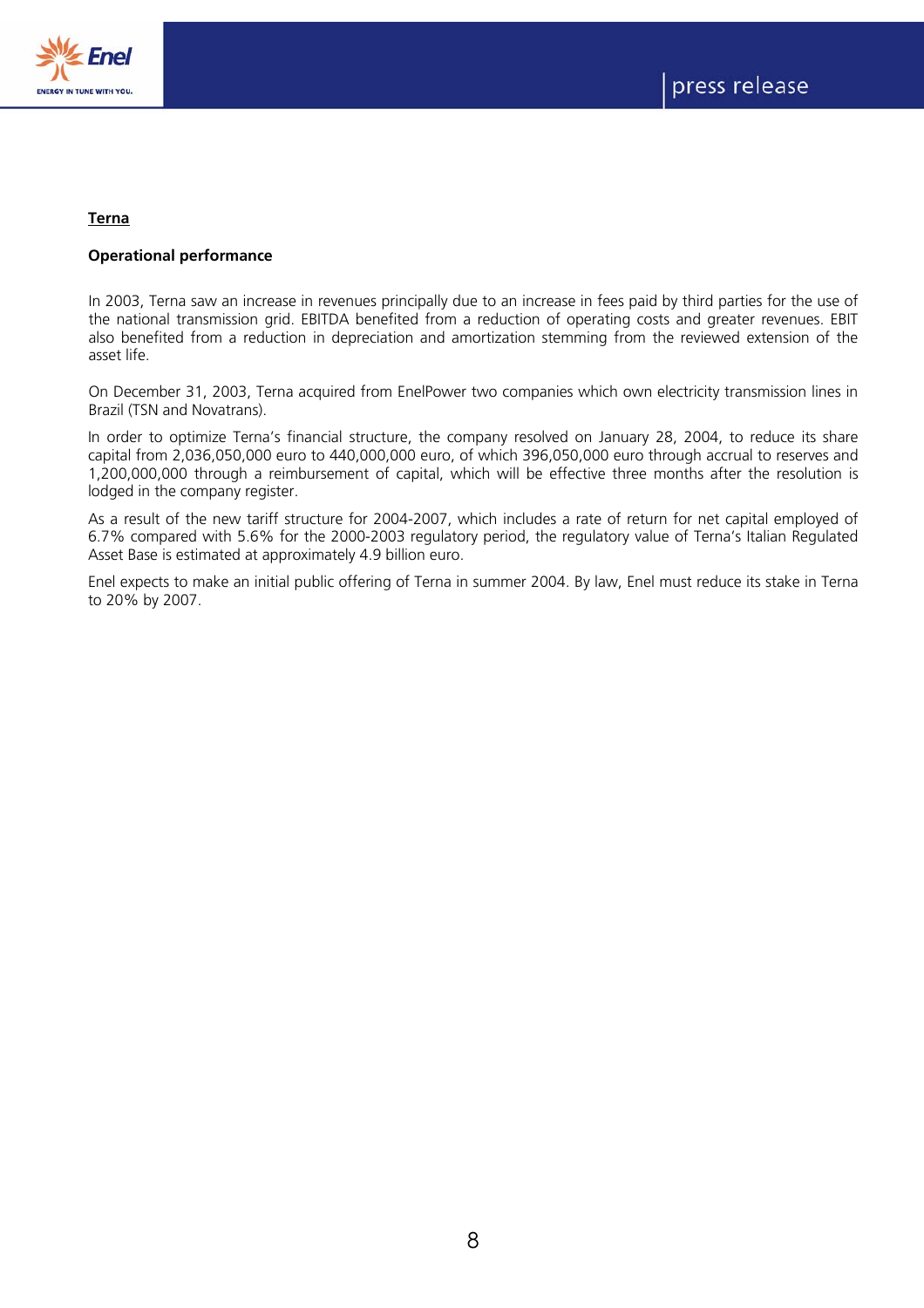## Terna

**Operational performance**

In 2003, Terna saw an increase in revenues principally due to an increase in fees paid by third parties for the use of the national transmission grid. EBITDA benefited from a reduction of operating costs and greater revenues. EBIT also benefited from a reduction in depreciation and amortization stemming from the reviewed extension of the asset life.

On December 31, 2003, Terna acquired from EnelPower two companies which own electricity transmission lines in Brazil (TSN and Novatrans).

In order to optimize Terna's financial structure, the company resolved on January 28, 2004, to reduce its share capital from 2,036,050,000 euro to 440,000,000 euro, of which 396,050,000 euro through accrual to reserves and 1,200,000,000 through a reimbursement of capital, which will be effective three months after the resolution is lodged in the company register.

As a result of the new tariff structure for 2004-2007, which includes a rate of return for net capital employed of 6.7% compared with 5.6% for the 2000-2003 regulatory period, the regulatory value of Terna's Italian Regulated Asset Base is estimated at approximately 4.9 billion euro.

Enel expects to make an initial public offering of Terna in summer 2004. By law, Enel must reduce its stake in Terna to 20% by 2007.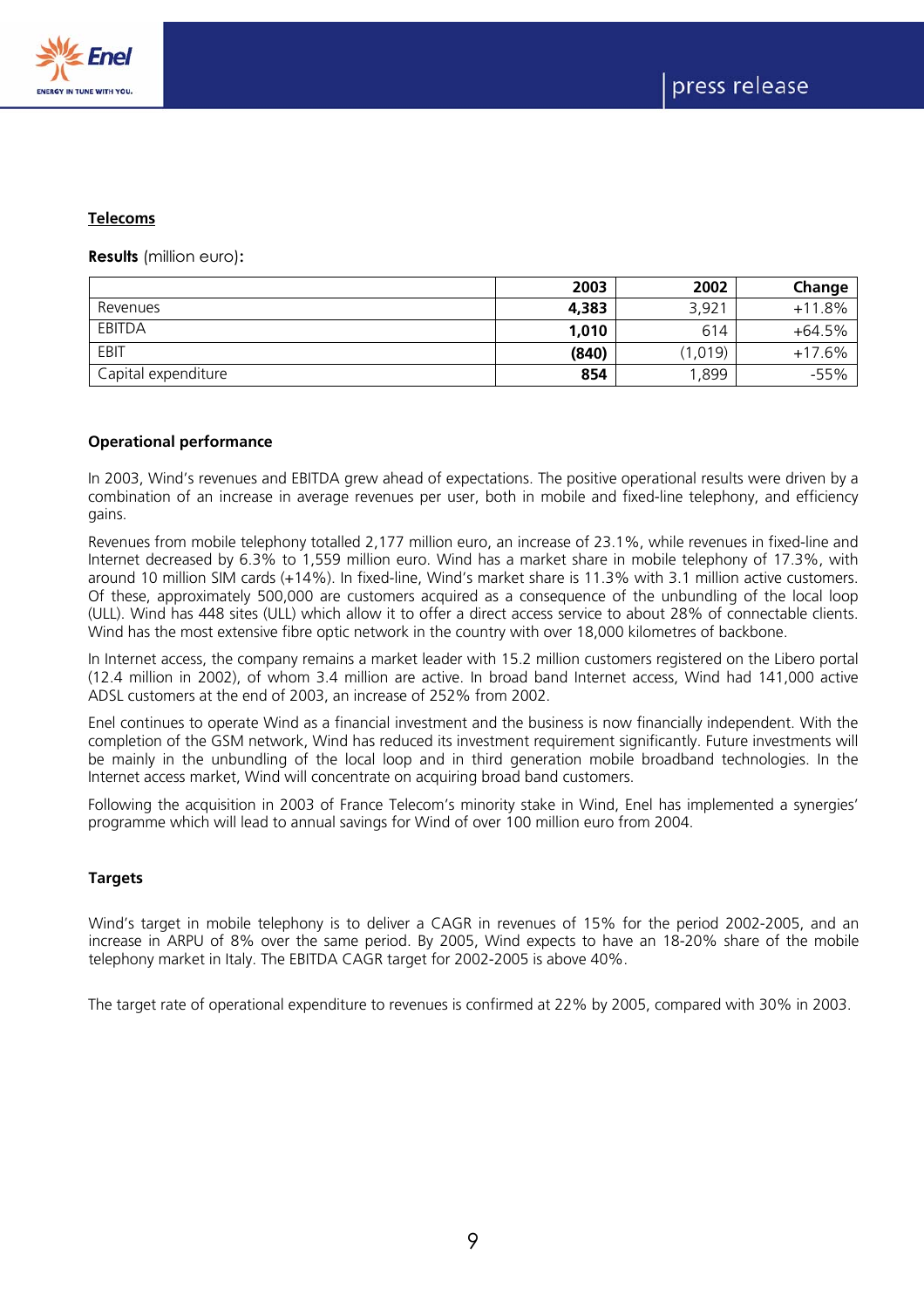## Telecoms

**Results** (million euro):

| | 2003 | 2002 | Change |
|---|---|---|---|
| Revenues | **4,383** | 3,921 | +11.8% |
| EBITDA | **1,010** | 614 | +64.5% |
| EBIT | **(840)** | (1,019) | +17.6% |
| Capital expenditure | **854** | 1,899 | -55% |

### Operational performance

In 2003, Wind's revenues and EBITDA grew ahead of expectations. The positive operational results were driven by a combination of an increase in average revenues per user, both in mobile and fixed-line telephony, and efficiency gains.

Revenues from mobile telephony totalled 2,177 million euro, an increase of 23.1%, while revenues in fixed-line and Internet decreased by 6.3% to 1,559 million euro. Wind has a market share in mobile telephony of 17.3%, with around 10 million SIM cards (+14%). In fixed-line, Wind's market share is 11.3% with 3.1 million active customers. Of these, approximately 500,000 are customers acquired as a consequence of the unbundling of the local loop (ULL). Wind has 448 sites (ULL) which allow it to offer a direct access service to about 28% of connectable clients. Wind has the most extensive fibre optic network in the country with over 18,000 kilometres of backbone.

In Internet access, the company remains a market leader with 15.2 million customers registered on the Libero portal (12.4 million in 2002), of whom 3.4 million are active. In broad band Internet access, Wind had 141,000 active ADSL customers at the end of 2003, an increase of 252% from 2002.

Enel continues to operate Wind as a financial investment and the business is now financially independent. With the completion of the GSM network, Wind has reduced its investment requirement significantly. Future investments will be mainly in the unbundling of the local loop and in third generation mobile broadband technologies. In the Internet access market, Wind will concentrate on acquiring broad band customers.

Following the acquisition in 2003 of France Telecom's minority stake in Wind, Enel has implemented a synergies' programme which will lead to annual savings for Wind of over 100 million euro from 2004.

### Targets

Wind's target in mobile telephony is to deliver a CAGR in revenues of 15% for the period 2002-2005, and an increase in ARPU of 8% over the same period. By 2005, Wind expects to have an 18-20% share of the mobile telephony market in Italy. The EBITDA CAGR target for 2002-2005 is above 40%.

The target rate of operational expenditure to revenues is confirmed at 22% by 2005, compared with 30% in 2003.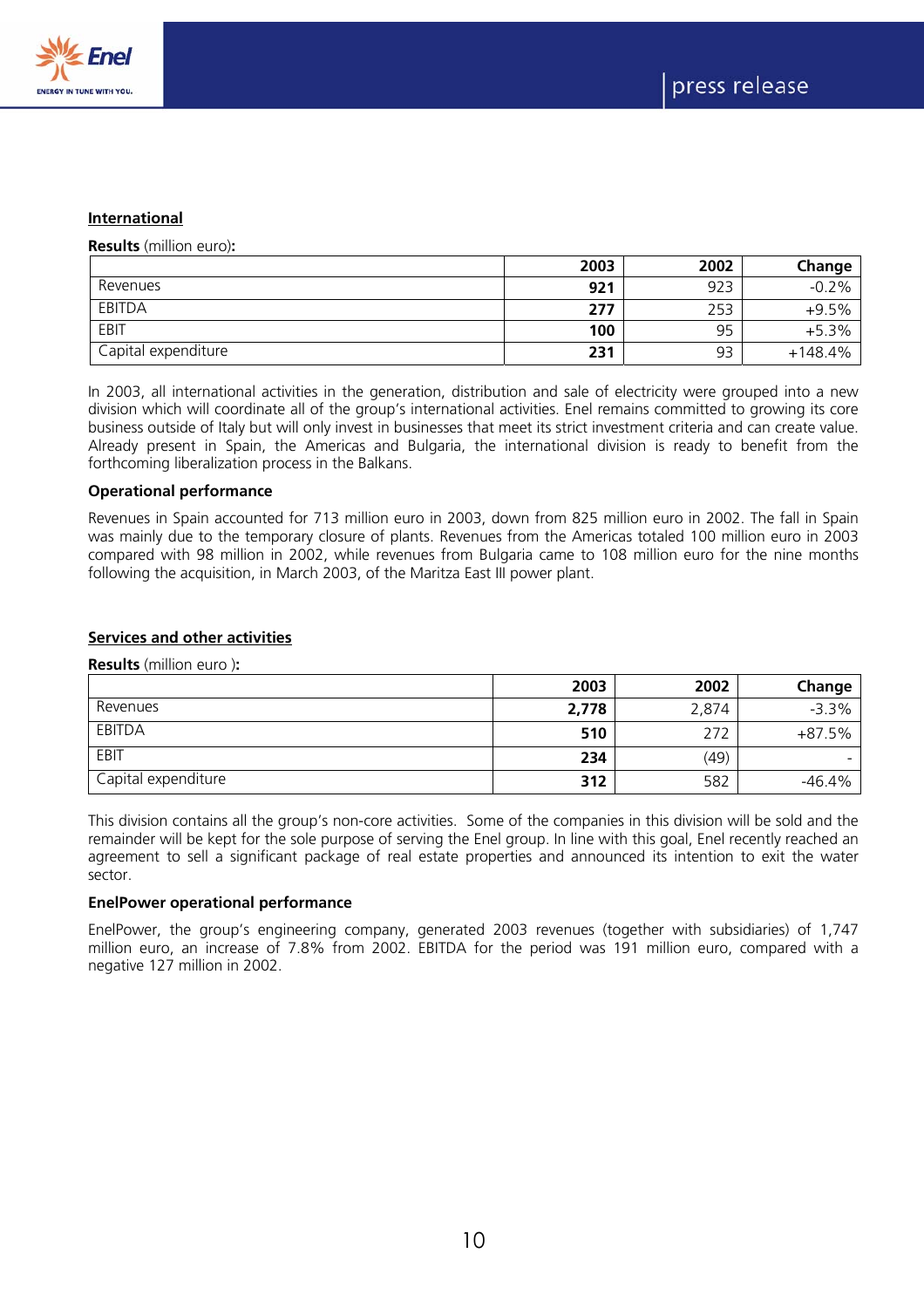## International

**Results** (million euro)**:**

| | 2003 | 2002 | Change |
|---|---|---|---|
| Revenues | **921** | 923 | -0.2% |
| EBITDA | **277** | 253 | +9.5% |
| EBIT | **100** | 95 | +5.3% |
| Capital expenditure | **231** | 93 | +148.4% |

In 2003, all international activities in the generation, distribution and sale of electricity were grouped into a new division which will coordinate all of the group's international activities. Enel remains committed to growing its core business outside of Italy but will only invest in businesses that meet its strict investment criteria and can create value. Already present in Spain, the Americas and Bulgaria, the international division is ready to benefit from the forthcoming liberalization process in the Balkans.

### Operational performance

Revenues in Spain accounted for 713 million euro in 2003, down from 825 million euro in 2002. The fall in Spain was mainly due to the temporary closure of plants. Revenues from the Americas totaled 100 million euro in 2003 compared with 98 million in 2002, while revenues from Bulgaria came to 108 million euro for the nine months following the acquisition, in March 2003, of the Maritza East III power plant.

## Services and other activities

**Results** (million euro )**:**

| | 2003 | 2002 | Change |
|---|---|---|---|
| Revenues | **2,778** | 2,874 | -3.3% |
| EBITDA | **510** | 272 | +87.5% |
| EBIT | **234** | (49) | - |
| Capital expenditure | **312** | 582 | -46.4% |

This division contains all the group's non-core activities. Some of the companies in this division will be sold and the remainder will be kept for the sole purpose of serving the Enel group. In line with this goal, Enel recently reached an agreement to sell a significant package of real estate properties and announced its intention to exit the water sector.

### EnelPower operational performance

EnelPower, the group's engineering company, generated 2003 revenues (together with subsidiaries) of 1,747 million euro, an increase of 7.8% from 2002. EBITDA for the period was 191 million euro, compared with a negative 127 million in 2002.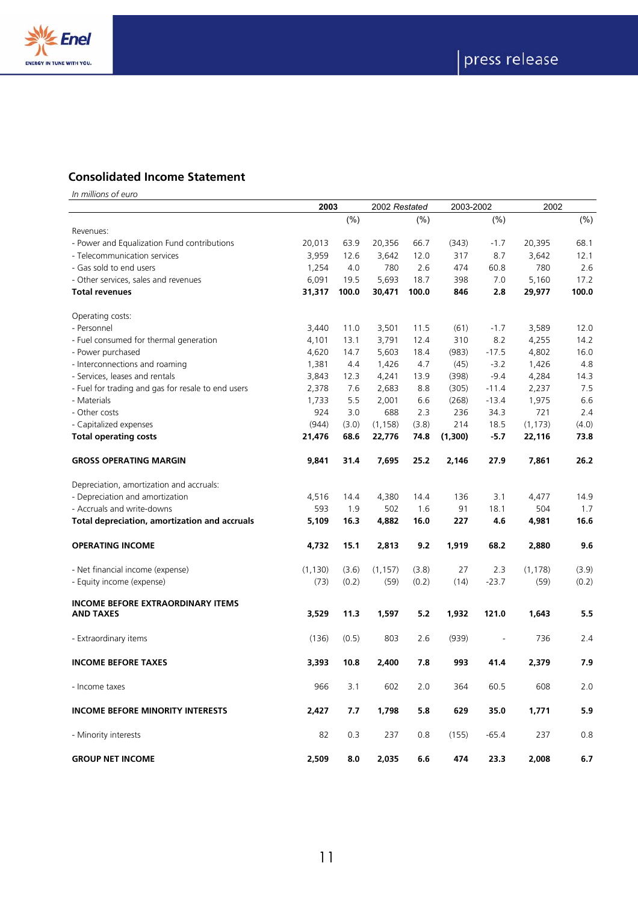## Consolidated Income Statement

*In millions of euro*

| | 2003 | | *2002 Restated* | | 2003-2002 | | 2002 | |
|---|---|---|---|---|---|---|---|---|
| | | (%) | | (%) | | (%) | | (%) |
| Revenues: | | | | | | | | |
| - Power and Equalization Fund contributions | 20,013 | 63.9 | 20,356 | 66.7 | (343) | -1.7 | 20,395 | 68.1 |
| - Telecommunication services | 3,959 | 12.6 | 3,642 | 12.0 | 317 | 8.7 | 3,642 | 12.1 |
| - Gas sold to end users | 1,254 | 4.0 | 780 | 2.6 | 474 | 60.8 | 780 | 2.6 |
| - Other services, sales and revenues | 6,091 | 19.5 | 5,693 | 18.7 | 398 | 7.0 | 5,160 | 17.2 |
| **Total revenues** | **31,317** | **100.0** | **30,471** | **100.0** | **846** | **2.8** | **29,977** | **100.0** |
| Operating costs: | | | | | | | | |
| - Personnel | 3,440 | 11.0 | 3,501 | 11.5 | (61) | -1.7 | 3,589 | 12.0 |
| - Fuel consumed for thermal generation | 4,101 | 13.1 | 3,791 | 12.4 | 310 | 8.2 | 4,255 | 14.2 |
| - Power purchased | 4,620 | 14.7 | 5,603 | 18.4 | (983) | -17.5 | 4,802 | 16.0 |
| - Interconnections and roaming | 1,381 | 4.4 | 1,426 | 4.7 | (45) | -3.2 | 1,426 | 4.8 |
| - Services, leases and rentals | 3,843 | 12.3 | 4,241 | 13.9 | (398) | -9.4 | 4,284 | 14.3 |
| - Fuel for trading and gas for resale to end users | 2,378 | 7.6 | 2,683 | 8.8 | (305) | -11.4 | 2,237 | 7.5 |
| - Materials | 1,733 | 5.5 | 2,001 | 6.6 | (268) | -13.4 | 1,975 | 6.6 |
| - Other costs | 924 | 3.0 | 688 | 2.3 | 236 | 34.3 | 721 | 2.4 |
| - Capitalized expenses | (944) | (3.0) | (1,158) | (3.8) | 214 | 18.5 | (1,173) | (4.0) |
| **Total operating costs** | **21,476** | **68.6** | **22,776** | **74.8** | **(1,300)** | **-5.7** | **22,116** | **73.8** |
| **GROSS OPERATING MARGIN** | **9,841** | **31.4** | **7,695** | **25.2** | **2,146** | **27.9** | **7,861** | **26.2** |
| Depreciation, amortization and accruals: | | | | | | | | |
| - Depreciation and amortization | 4,516 | 14.4 | 4,380 | 14.4 | 136 | 3.1 | 4,477 | 14.9 |
| - Accruals and write-downs | 593 | 1.9 | 502 | 1.6 | 91 | 18.1 | 504 | 1.7 |
| **Total depreciation, amortization and accruals** | **5,109** | **16.3** | **4,882** | **16.0** | **227** | **4.6** | **4,981** | **16.6** |
| **OPERATING INCOME** | **4,732** | **15.1** | **2,813** | **9.2** | **1,919** | **68.2** | **2,880** | **9.6** |
| - Net financial income (expense) | (1,130) | (3.6) | (1,157) | (3.8) | 27 | 2.3 | (1,178) | (3.9) |
| - Equity income (expense) | (73) | (0.2) | (59) | (0.2) | (14) | -23.7 | (59) | (0.2) |
| **INCOME BEFORE EXTRAORDINARY ITEMS AND TAXES** | **3,529** | **11.3** | **1,597** | **5.2** | **1,932** | **121.0** | **1,643** | **5.5** |
| - Extraordinary items | (136) | (0.5) | 803 | 2.6 | (939) | - | 736 | 2.4 |
| **INCOME BEFORE TAXES** | **3,393** | **10.8** | **2,400** | **7.8** | **993** | **41.4** | **2,379** | **7.9** |
| - Income taxes | 966 | 3.1 | 602 | 2.0 | 364 | 60.5 | 608 | 2.0 |
| **INCOME BEFORE MINORITY INTERESTS** | **2,427** | **7.7** | **1,798** | **5.8** | **629** | **35.0** | **1,771** | **5.9** |
| - Minority interests | 82 | 0.3 | 237 | 0.8 | (155) | -65.4 | 237 | 0.8 |
| **GROUP NET INCOME** | **2,509** | **8.0** | **2,035** | **6.6** | **474** | **23.3** | **2,008** | **6.7** |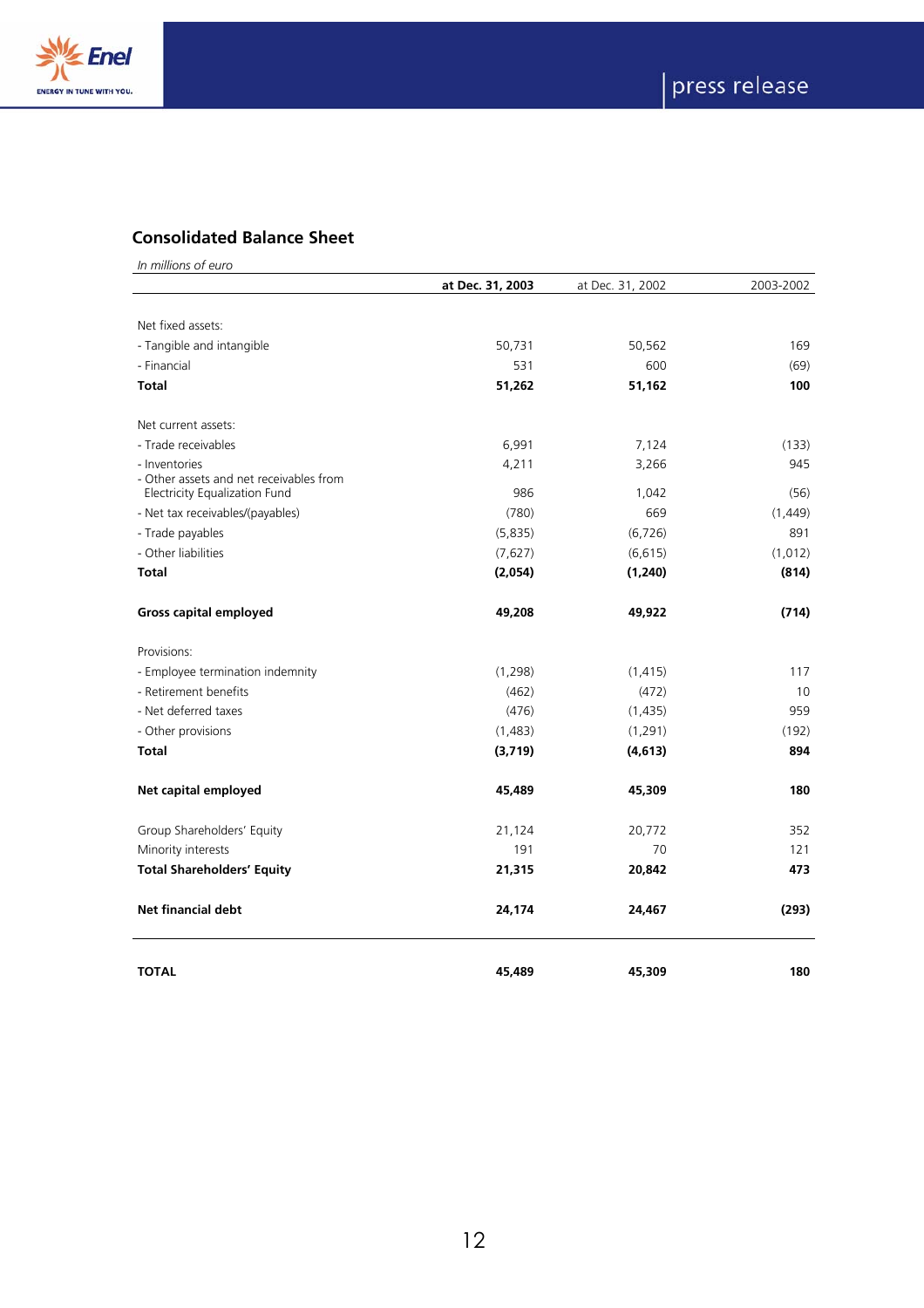## Consolidated Balance Sheet

*In millions of euro*

| | **at Dec. 31, 2003** | at Dec. 31, 2002 | 2003-2002 |
|---|---|---|---|
| Net fixed assets: | | | |
| - Tangible and intangible | 50,731 | 50,562 | 169 |
| - Financial | 531 | 600 | (69) |
| **Total** | **51,262** | **51,162** | **100** |
| Net current assets: | | | |
| - Trade receivables | 6,991 | 7,124 | (133) |
| - Inventories | 4,211 | 3,266 | 945 |
| - Other assets and net receivables from Electricity Equalization Fund | 986 | 1,042 | (56) |
| - Net tax receivables/(payables) | (780) | 669 | (1,449) |
| - Trade payables | (5,835) | (6,726) | 891 |
| - Other liabilities | (7,627) | (6,615) | (1,012) |
| **Total** | **(2,054)** | **(1,240)** | **(814)** |
| **Gross capital employed** | **49,208** | **49,922** | **(714)** |
| Provisions: | | | |
| - Employee termination indemnity | (1,298) | (1,415) | 117 |
| - Retirement benefits | (462) | (472) | 10 |
| - Net deferred taxes | (476) | (1,435) | 959 |
| - Other provisions | (1,483) | (1,291) | (192) |
| **Total** | **(3,719)** | **(4,613)** | **894** |
| **Net capital employed** | **45,489** | **45,309** | **180** |
| Group Shareholders' Equity | 21,124 | 20,772 | 352 |
| Minority interests | 191 | 70 | 121 |
| **Total Shareholders' Equity** | **21,315** | **20,842** | **473** |
| **Net financial debt** | **24,174** | **24,467** | **(293)** |
| **TOTAL** | **45,489** | **45,309** | **180** |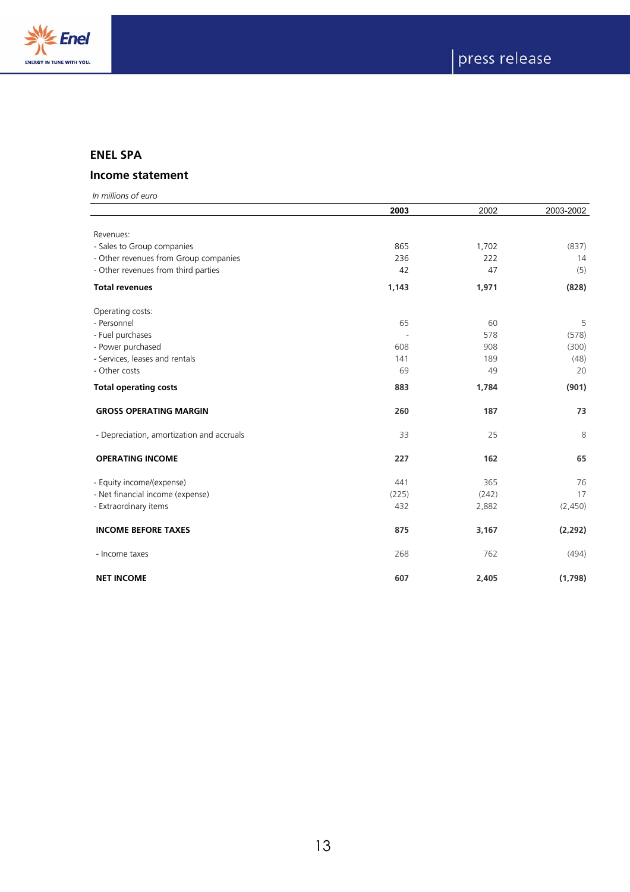## ENEL SPA

### Income statement

*In millions of euro*

| | **2003** | 2002 | 2003-2002 |
|---|---|---|---|
| Revenues: | | | |
| - Sales to Group companies | 865 | 1,702 | (837) |
| - Other revenues from Group companies | 236 | 222 | 14 |
| - Other revenues from third parties | 42 | 47 | (5) |
| **Total revenues** | **1,143** | **1,971** | **(828)** |
| Operating costs: | | | |
| - Personnel | 65 | 60 | 5 |
| - Fuel purchases | - | 578 | (578) |
| - Power purchased | 608 | 908 | (300) |
| - Services, leases and rentals | 141 | 189 | (48) |
| - Other costs | 69 | 49 | 20 |
| **Total operating costs** | **883** | **1,784** | **(901)** |
| **GROSS OPERATING MARGIN** | **260** | **187** | **73** |
| - Depreciation, amortization and accruals | 33 | 25 | 8 |
| **OPERATING INCOME** | **227** | **162** | **65** |
| - Equity income/(expense) | 441 | 365 | 76 |
| - Net financial income (expense) | (225) | (242) | 17 |
| - Extraordinary items | 432 | 2,882 | (2,450) |
| **INCOME BEFORE TAXES** | **875** | **3,167** | **(2,292)** |
| - Income taxes | 268 | 762 | (494) |
| **NET INCOME** | **607** | **2,405** | **(1,798)** |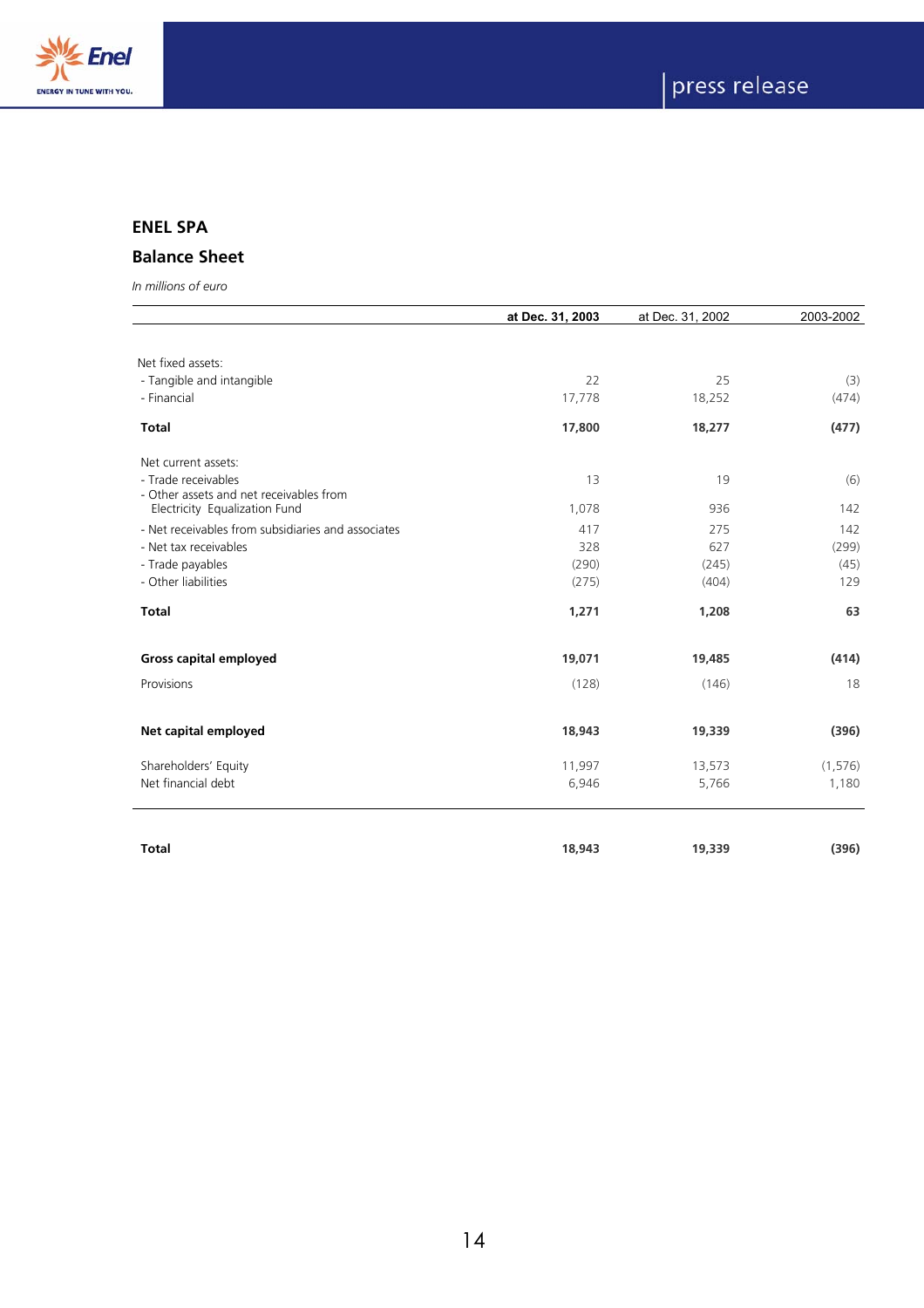## ENEL SPA

## Balance Sheet

*In millions of euro*

| | **at Dec. 31, 2003** | at Dec. 31, 2002 | 2003-2002 |
|---|---|---|---|
| Net fixed assets: | | | |
| - Tangible and intangible | 22 | 25 | (3) |
| - Financial | 17,778 | 18,252 | (474) |
| **Total** | **17,800** | **18,277** | **(477)** |
| Net current assets: | | | |
| - Trade receivables | 13 | 19 | (6) |
| - Other assets and net receivables from Electricity Equalization Fund | 1,078 | 936 | 142 |
| - Net receivables from subsidiaries and associates | 417 | 275 | 142 |
| - Net tax receivables | 328 | 627 | (299) |
| - Trade payables | (290) | (245) | (45) |
| - Other liabilities | (275) | (404) | 129 |
| **Total** | **1,271** | **1,208** | **63** |
| **Gross capital employed** | **19,071** | **19,485** | **(414)** |
| Provisions | (128) | (146) | 18 |
| **Net capital employed** | **18,943** | **19,339** | **(396)** |
| Shareholders' Equity | 11,997 | 13,573 | (1,576) |
| Net financial debt | 6,946 | 5,766 | 1,180 |
| **Total** | **18,943** | **19,339** | **(396)** |